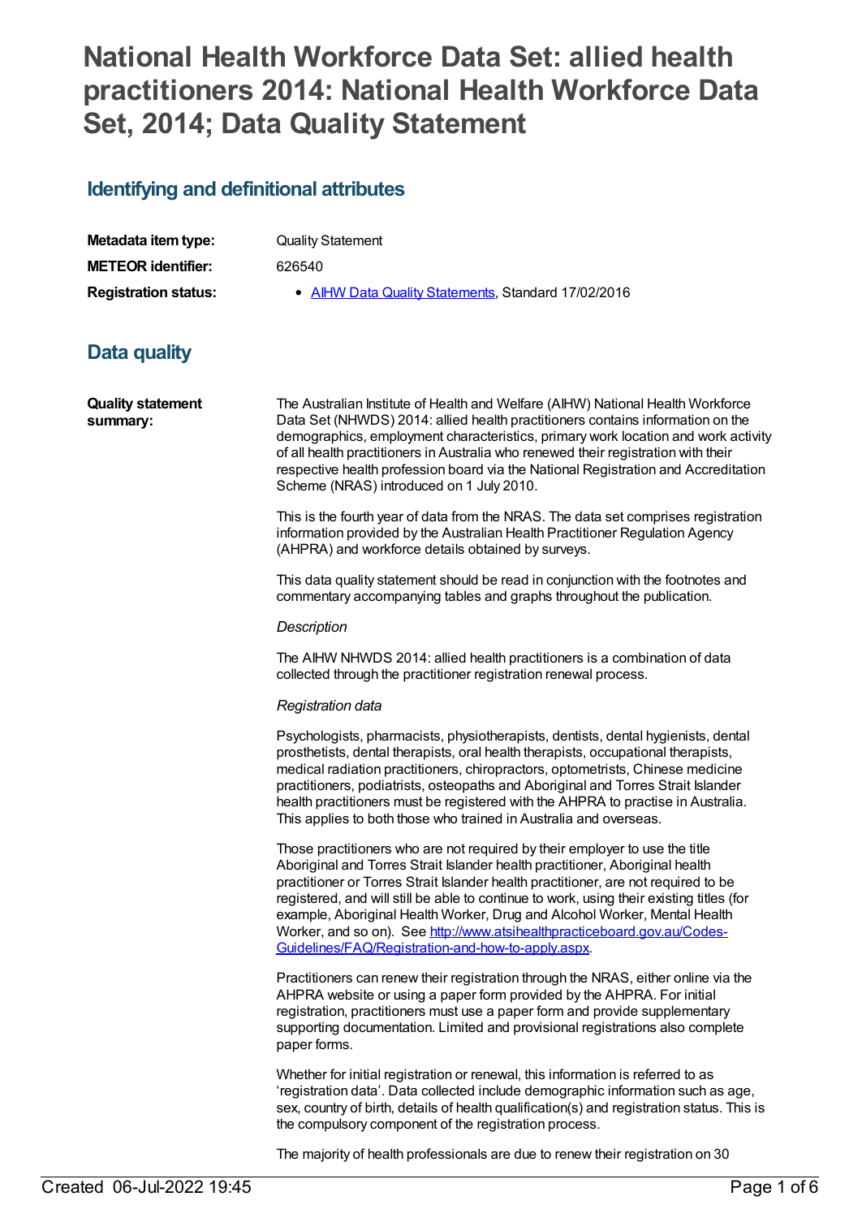# National Health Workforce Data Set: allied health practitioners 2014: National Health Workforce Data Set, 2014; Data Quality Statement

## Identifying and definitional attributes

| | |
|---|---|
| **Metadata item type:** | Quality Statement |
| **METEOR identifier:** | 626540 |
| **Registration status:** | • [AIHW Data Quality Statements](), Standard 17/02/2016 |

## Data quality

**Quality statement summary:**

The Australian Institute of Health and Welfare (AIHW) National Health Workforce Data Set (NHWDS) 2014: allied health practitioners contains information on the demographics, employment characteristics, primary work location and work activity of all health practitioners in Australia who renewed their registration with their respective health profession board via the National Registration and Accreditation Scheme (NRAS) introduced on 1 July 2010.

This is the fourth year of data from the NRAS. The data set comprises registration information provided by the Australian Health Practitioner Regulation Agency (AHPRA) and workforce details obtained by surveys.

This data quality statement should be read in conjunction with the footnotes and commentary accompanying tables and graphs throughout the publication.

*Description*

The AIHW NHWDS 2014: allied health practitioners is a combination of data collected through the practitioner registration renewal process.

*Registration data*

Psychologists, pharmacists, physiotherapists, dentists, dental hygienists, dental prosthetists, dental therapists, oral health therapists, occupational therapists, medical radiation practitioners, chiropractors, optometrists, Chinese medicine practitioners, podiatrists, osteopaths and Aboriginal and Torres Strait Islander health practitioners must be registered with the AHPRA to practise in Australia. This applies to both those who trained in Australia and overseas.

Those practitioners who are not required by their employer to use the title Aboriginal and Torres Strait Islander health practitioner, Aboriginal health practitioner or Torres Strait Islander health practitioner, are not required to be registered, and will still be able to continue to work, using their existing titles (for example, Aboriginal Health Worker, Drug and Alcohol Worker, Mental Health Worker, and so on). See [http://www.atsihealthpracticeboard.gov.au/Codes-Guidelines/FAQ/Registration-and-how-to-apply.aspx](http://www.atsihealthpracticeboard.gov.au/Codes-Guidelines/FAQ/Registration-and-how-to-apply.aspx).

Practitioners can renew their registration through the NRAS, either online via the AHPRA website or using a paper form provided by the AHPRA. For initial registration, practitioners must use a paper form and provide supplementary supporting documentation. Limited and provisional registrations also complete paper forms.

Whether for initial registration or renewal, this information is referred to as 'registration data'. Data collected include demographic information such as age, sex, country of birth, details of health qualification(s) and registration status. This is the compulsory component of the registration process.

The majority of health professionals are due to renew their registration on 30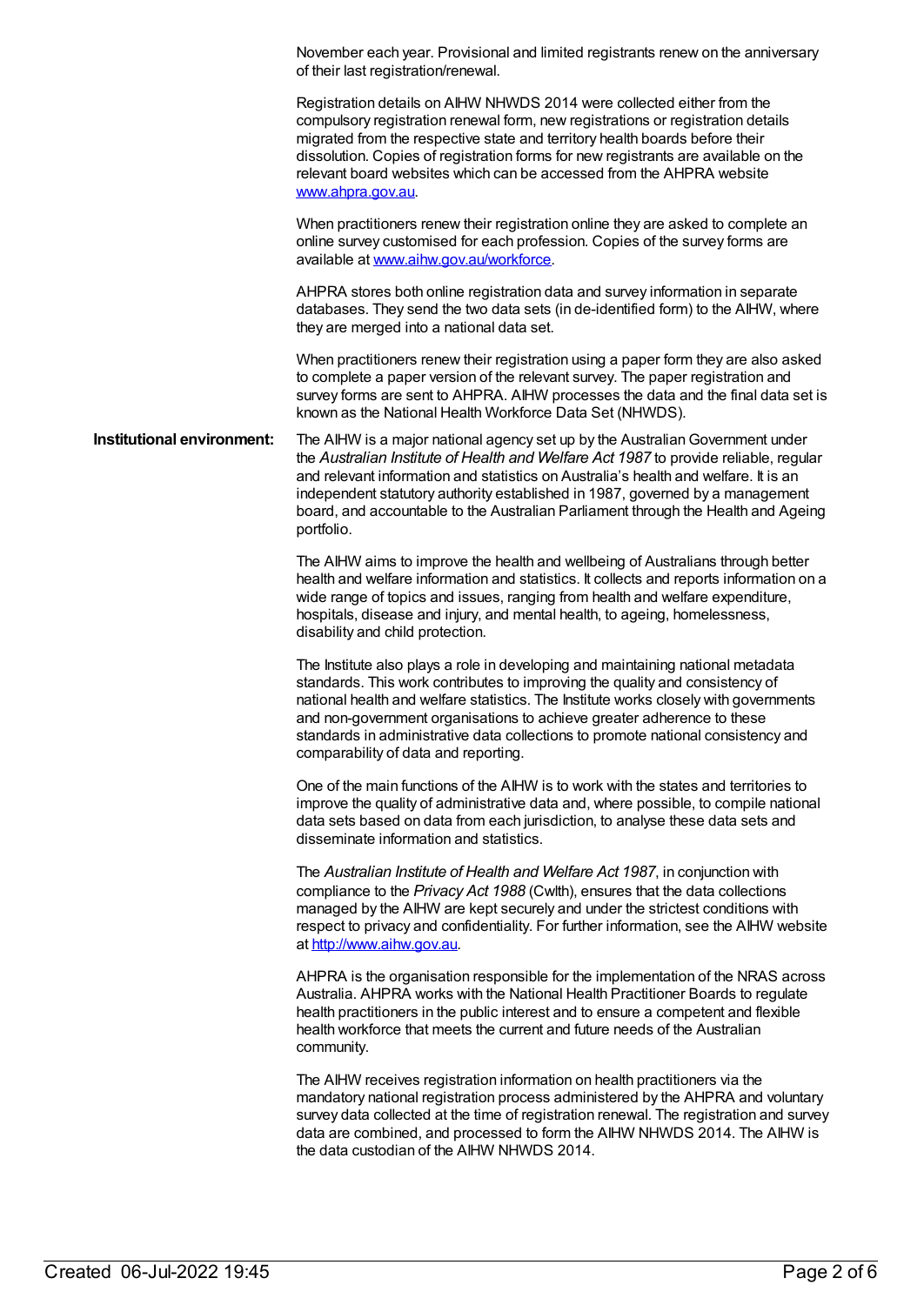November each year. Provisional and limited registrants renew on the anniversary of their last registration/renewal.

Registration details on AIHW NHWDS 2014 were collected either from the compulsory registration renewal form, new registrations or registration details migrated from the respective state and territory health boards before their dissolution. Copies of registration forms for new registrants are available on the relevant board websites which can be accessed from the AHPRA website [www.ahpra.gov.au](http://www.ahpra.gov.au).

When practitioners renew their registration online they are asked to complete an online survey customised for each profession. Copies of the survey forms are available at [www.aihw.gov.au/workforce](http://www.aihw.gov.au/workforce).

AHPRA stores both online registration data and survey information in separate databases. They send the two data sets (in de-identified form) to the AIHW, where they are merged into a national data set.

When practitioners renew their registration using a paper form they are also asked to complete a paper version of the relevant survey. The paper registration and survey forms are sent to AHPRA. AIHW processes the data and the final data set is known as the National Health Workforce Data Set (NHWDS).

**Institutional environment:**

The AIHW is a major national agency set up by the Australian Government under the *Australian Institute of Health and Welfare Act 1987* to provide reliable, regular and relevant information and statistics on Australia's health and welfare. It is an independent statutory authority established in 1987, governed by a management board, and accountable to the Australian Parliament through the Health and Ageing portfolio.

The AIHW aims to improve the health and wellbeing of Australians through better health and welfare information and statistics. It collects and reports information on a wide range of topics and issues, ranging from health and welfare expenditure, hospitals, disease and injury, and mental health, to ageing, homelessness, disability and child protection.

The Institute also plays a role in developing and maintaining national metadata standards. This work contributes to improving the quality and consistency of national health and welfare statistics. The Institute works closely with governments and non-government organisations to achieve greater adherence to these standards in administrative data collections to promote national consistency and comparability of data and reporting.

One of the main functions of the AIHW is to work with the states and territories to improve the quality of administrative data and, where possible, to compile national data sets based on data from each jurisdiction, to analyse these data sets and disseminate information and statistics.

The *Australian Institute of Health and Welfare Act 1987*, in conjunction with compliance to the *Privacy Act 1988* (Cwlth), ensures that the data collections managed by the AIHW are kept securely and under the strictest conditions with respect to privacy and confidentiality. For further information, see the AIHW website at [http://www.aihw.gov.au](http://www.aihw.gov.au).

AHPRA is the organisation responsible for the implementation of the NRAS across Australia. AHPRA works with the National Health Practitioner Boards to regulate health practitioners in the public interest and to ensure a competent and flexible health workforce that meets the current and future needs of the Australian community.

The AIHW receives registration information on health practitioners via the mandatory national registration process administered by the AHPRA and voluntary survey data collected at the time of registration renewal. The registration and survey data are combined, and processed to form the AIHW NHWDS 2014. The AIHW is the data custodian of the AIHW NHWDS 2014.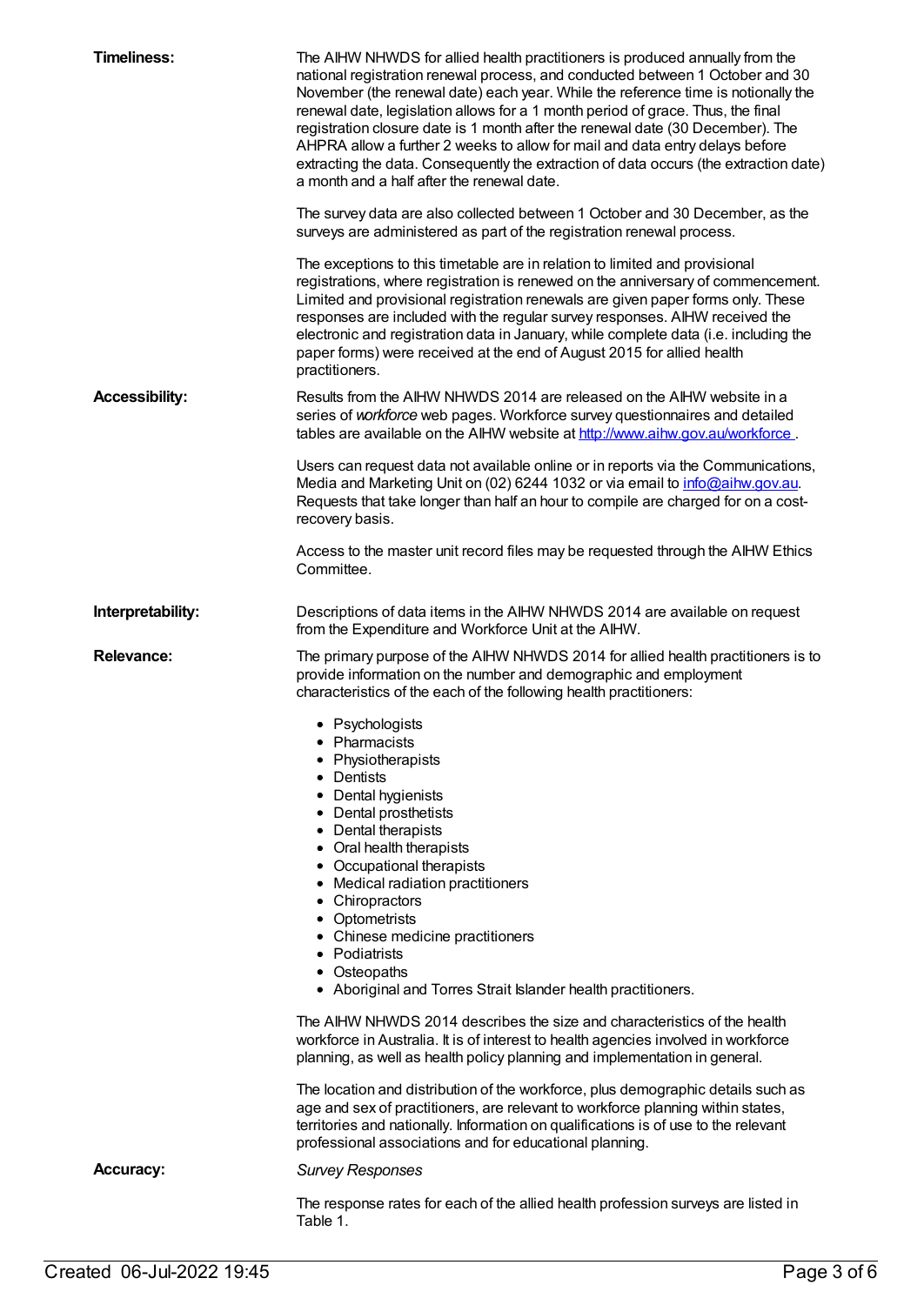**Timeliness:**

The AIHW NHWDS for allied health practitioners is produced annually from the national registration renewal process, and conducted between 1 October and 30 November (the renewal date) each year. While the reference time is notionally the renewal date, legislation allows for a 1 month period of grace. Thus, the final registration closure date is 1 month after the renewal date (30 December). The AHPRA allow a further 2 weeks to allow for mail and data entry delays before extracting the data. Consequently the extraction of data occurs (the extraction date) a month and a half after the renewal date.

The survey data are also collected between 1 October and 30 December, as the surveys are administered as part of the registration renewal process.

The exceptions to this timetable are in relation to limited and provisional registrations, where registration is renewed on the anniversary of commencement. Limited and provisional registration renewals are given paper forms only. These responses are included with the regular survey responses. AIHW received the electronic and registration data in January, while complete data (i.e. including the paper forms) were received at the end of August 2015 for allied health practitioners.

**Accessibility:**

Results from the AIHW NHWDS 2014 are released on the AIHW website in a series of *workforce* web pages. Workforce survey questionnaires and detailed tables are available on the AIHW website at [http://www.aihw.gov.au/workforce](http://www.aihw.gov.au/workforce) .

Users can request data not available online or in reports via the Communications, Media and Marketing Unit on (02) 6244 1032 or via email to [info@aihw.gov.au](mailto:info@aihw.gov.au). Requests that take longer than half an hour to compile are charged for on a cost-recovery basis.

Access to the master unit record files may be requested through the AIHW Ethics Committee.

**Interpretability:**

Descriptions of data items in the AIHW NHWDS 2014 are available on request from the Expenditure and Workforce Unit at the AIHW.

**Relevance:**

The primary purpose of the AIHW NHWDS 2014 for allied health practitioners is to provide information on the number and demographic and employment characteristics of the each of the following health practitioners:

- Psychologists
- Pharmacists
- Physiotherapists
- Dentists
- Dental hygienists
- Dental prosthetists
- Dental therapists
- Oral health therapists
- Occupational therapists
- Medical radiation practitioners
- Chiropractors
- Optometrists
- Chinese medicine practitioners
- Podiatrists
- Osteopaths
- Aboriginal and Torres Strait Islander health practitioners.

The AIHW NHWDS 2014 describes the size and characteristics of the health workforce in Australia. It is of interest to health agencies involved in workforce planning, as well as health policy planning and implementation in general.

The location and distribution of the workforce, plus demographic details such as age and sex of practitioners, are relevant to workforce planning within states, territories and nationally. Information on qualifications is of use to the relevant professional associations and for educational planning.

**Accuracy:**

*Survey Responses*

The response rates for each of the allied health profession surveys are listed in Table 1.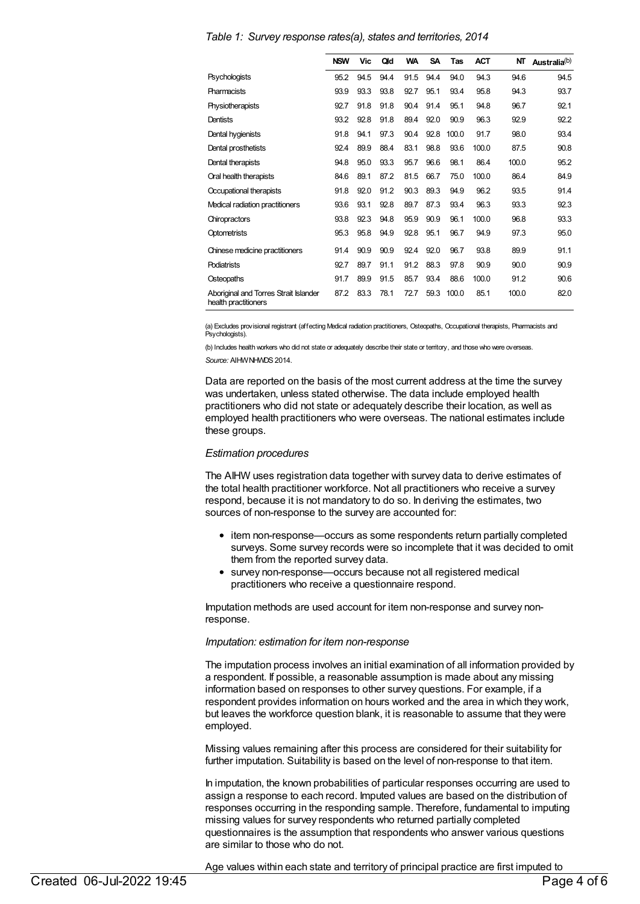*Table 1: Survey response rates(a), states and territories, 2014*

| | NSW | Vic | Qld | WA | SA | Tas | ACT | NT | Australia[b] |
|---|---|---|---|---|---|---|---|---|---|
| Psychologists | 95.2 | 94.5 | 94.4 | 91.5 | 94.4 | 94.0 | 94.3 | 94.6 | 94.5 |
| Pharmacists | 93.9 | 93.3 | 93.8 | 92.7 | 95.1 | 93.4 | 95.8 | 94.3 | 93.7 |
| Physiotherapists | 92.7 | 91.8 | 91.8 | 90.4 | 91.4 | 95.1 | 94.8 | 96.7 | 92.1 |
| Dentists | 93.2 | 92.8 | 91.8 | 89.4 | 92.0 | 90.9 | 96.3 | 92.9 | 92.2 |
| Dental hygienists | 91.8 | 94.1 | 97.3 | 90.4 | 92.8 | 100.0 | 91.7 | 98.0 | 93.4 |
| Dental prosthetists | 92.4 | 89.9 | 88.4 | 83.1 | 98.8 | 93.6 | 100.0 | 87.5 | 90.8 |
| Dental therapists | 94.8 | 95.0 | 93.3 | 95.7 | 96.6 | 98.1 | 86.4 | 100.0 | 95.2 |
| Oral health therapists | 84.6 | 89.1 | 87.2 | 81.5 | 66.7 | 75.0 | 100.0 | 86.4 | 84.9 |
| Occupational therapists | 91.8 | 92.0 | 91.2 | 90.3 | 89.3 | 94.9 | 96.2 | 93.5 | 91.4 |
| Medical radiation practitioners | 93.6 | 93.1 | 92.8 | 89.7 | 87.3 | 93.4 | 96.3 | 93.3 | 92.3 |
| Chiropractors | 93.8 | 92.3 | 94.8 | 95.9 | 90.9 | 96.1 | 100.0 | 96.8 | 93.3 |
| Optometrists | 95.3 | 95.8 | 94.9 | 92.8 | 95.1 | 96.7 | 94.9 | 97.3 | 95.0 |
| Chinese medicine practitioners | 91.4 | 90.9 | 90.9 | 92.4 | 92.0 | 96.7 | 93.8 | 89.9 | 91.1 |
| Podiatrists | 92.7 | 89.7 | 91.1 | 91.2 | 88.3 | 97.8 | 90.9 | 90.0 | 90.9 |
| Osteopaths | 91.7 | 89.9 | 91.5 | 85.7 | 93.4 | 88.6 | 100.0 | 91.2 | 90.6 |
| Aboriginal and Torres Strait Islander health practitioners | 87.2 | 83.3 | 78.1 | 72.7 | 59.3 | 100.0 | 85.1 | 100.0 | 82.0 |

(a) Excludes provisional registrant (affecting Medical radiation practitioners, Osteopaths, Occupational therapists, Pharmacists and Psychologists).

(b) Includes health workers who did not state or adequately describe their state or territory, and those who were overseas.

*Source:* AIHW NHWDS 2014.

Data are reported on the basis of the most current address at the time the survey was undertaken, unless stated otherwise. The data include employed health practitioners who did not state or adequately describe their location, as well as employed health practitioners who were overseas. The national estimates include these groups.

*Estimation procedures*

The AIHW uses registration data together with survey data to derive estimates of the total health practitioner workforce. Not all practitioners who receive a survey respond, because it is not mandatory to do so. In deriving the estimates, two sources of non-response to the survey are accounted for:

- item non-response—occurs as some respondents return partially completed surveys. Some survey records were so incomplete that it was decided to omit them from the reported survey data.
- survey non-response—occurs because not all registered medical practitioners who receive a questionnaire respond.

Imputation methods are used account for item non-response and survey non-response.

*Imputation: estimation for item non-response*

The imputation process involves an initial examination of all information provided by a respondent. If possible, a reasonable assumption is made about any missing information based on responses to other survey questions. For example, if a respondent provides information on hours worked and the area in which they work, but leaves the workforce question blank, it is reasonable to assume that they were employed.

Missing values remaining after this process are considered for their suitability for further imputation. Suitability is based on the level of non-response to that item.

In imputation, the known probabilities of particular responses occurring are used to assign a response to each record. Imputed values are based on the distribution of responses occurring in the responding sample. Therefore, fundamental to imputing missing values for survey respondents who returned partially completed questionnaires is the assumption that respondents who answer various questions are similar to those who do not.

Age values within each state and territory of principal practice are first imputed to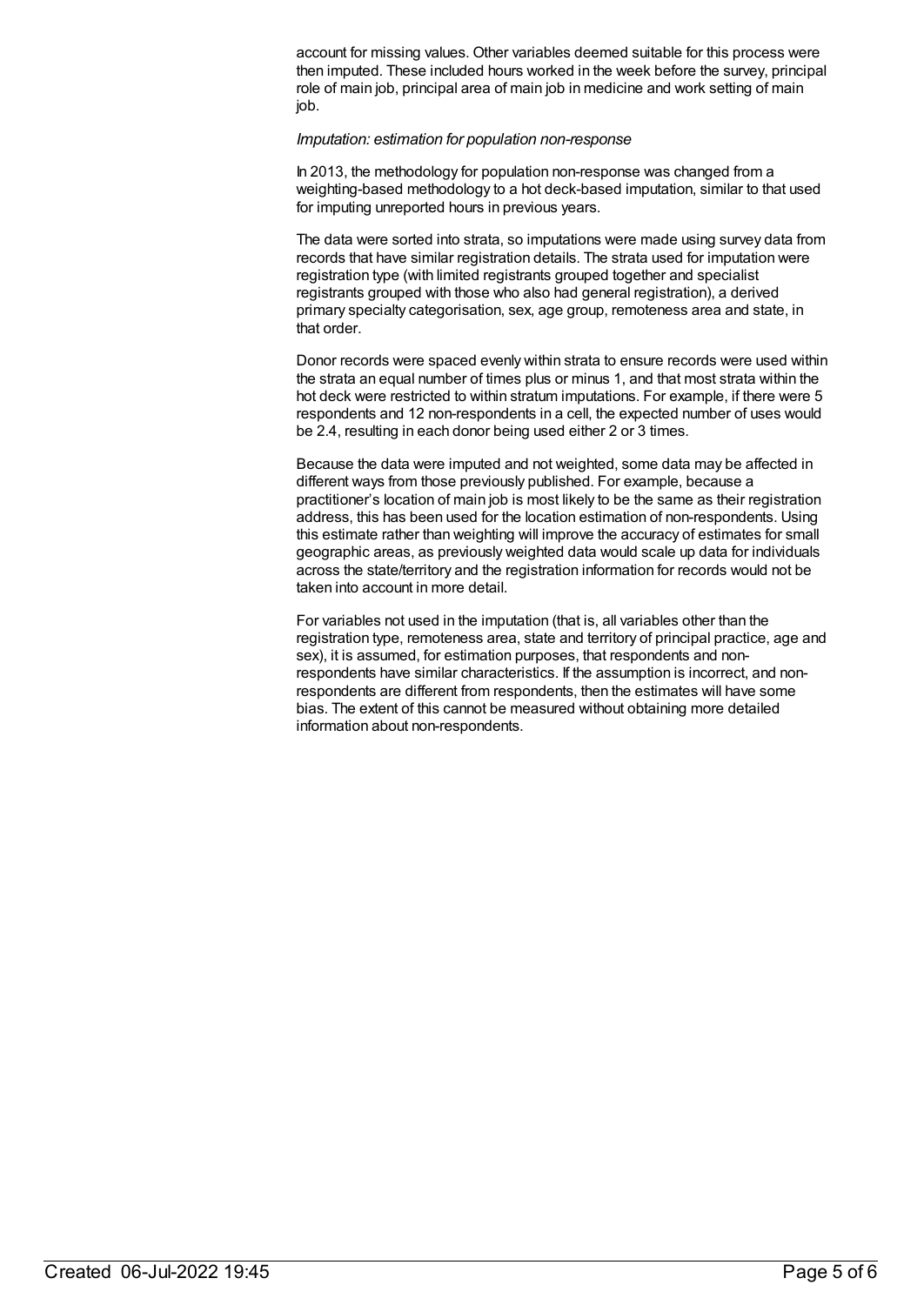account for missing values. Other variables deemed suitable for this process were then imputed. These included hours worked in the week before the survey, principal role of main job, principal area of main job in medicine and work setting of main job.

*Imputation: estimation for population non-response*

In 2013, the methodology for population non-response was changed from a weighting-based methodology to a hot deck-based imputation, similar to that used for imputing unreported hours in previous years.

The data were sorted into strata, so imputations were made using survey data from records that have similar registration details. The strata used for imputation were registration type (with limited registrants grouped together and specialist registrants grouped with those who also had general registration), a derived primary specialty categorisation, sex, age group, remoteness area and state, in that order.

Donor records were spaced evenly within strata to ensure records were used within the strata an equal number of times plus or minus 1, and that most strata within the hot deck were restricted to within stratum imputations. For example, if there were 5 respondents and 12 non-respondents in a cell, the expected number of uses would be 2.4, resulting in each donor being used either 2 or 3 times.

Because the data were imputed and not weighted, some data may be affected in different ways from those previously published. For example, because a practitioner's location of main job is most likely to be the same as their registration address, this has been used for the location estimation of non-respondents. Using this estimate rather than weighting will improve the accuracy of estimates for small geographic areas, as previously weighted data would scale up data for individuals across the state/territory and the registration information for records would not be taken into account in more detail.

For variables not used in the imputation (that is, all variables other than the registration type, remoteness area, state and territory of principal practice, age and sex), it is assumed, for estimation purposes, that respondents and non-respondents have similar characteristics. If the assumption is incorrect, and non-respondents are different from respondents, then the estimates will have some bias. The extent of this cannot be measured without obtaining more detailed information about non-respondents.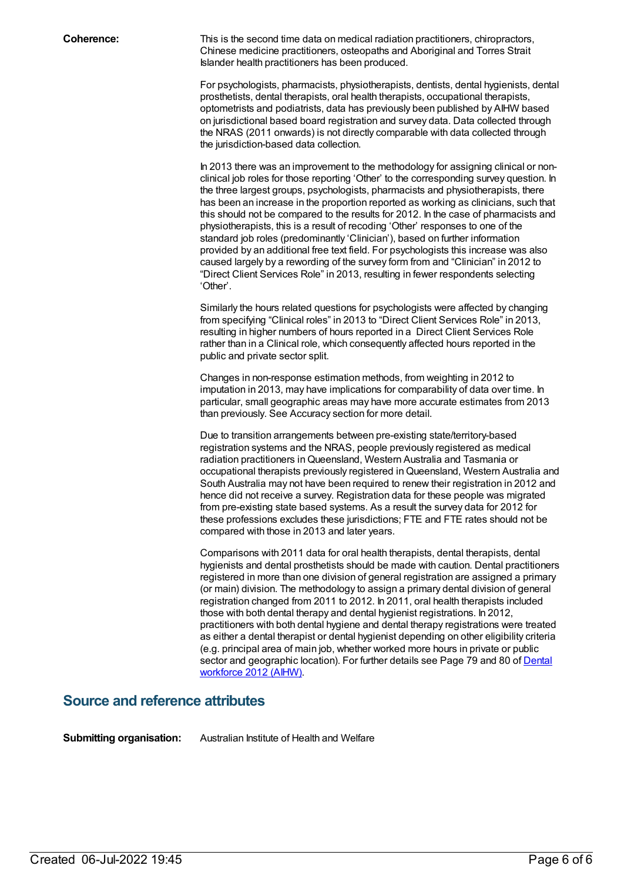**Coherence:**

This is the second time data on medical radiation practitioners, chiropractors, Chinese medicine practitioners, osteopaths and Aboriginal and Torres Strait Islander health practitioners has been produced.

For psychologists, pharmacists, physiotherapists, dentists, dental hygienists, dental prosthetists, dental therapists, oral health therapists, occupational therapists, optometrists and podiatrists, data has previously been published by AIHW based on jurisdictional based board registration and survey data. Data collected through the NRAS (2011 onwards) is not directly comparable with data collected through the jurisdiction-based data collection.

In 2013 there was an improvement to the methodology for assigning clinical or non-clinical job roles for those reporting 'Other' to the corresponding survey question. In the three largest groups, psychologists, pharmacists and physiotherapists, there has been an increase in the proportion reported as working as clinicians, such that this should not be compared to the results for 2012. In the case of pharmacists and physiotherapists, this is a result of recoding 'Other' responses to one of the standard job roles (predominantly 'Clinician'), based on further information provided by an additional free text field. For psychologists this increase was also caused largely by a rewording of the survey form from and "Clinician" in 2012 to "Direct Client Services Role" in 2013, resulting in fewer respondents selecting 'Other'.

Similarly the hours related questions for psychologists were affected by changing from specifying "Clinical roles" in 2013 to "Direct Client Services Role" in 2013, resulting in higher numbers of hours reported in a Direct Client Services Role rather than in a Clinical role, which consequently affected hours reported in the public and private sector split.

Changes in non-response estimation methods, from weighting in 2012 to imputation in 2013, may have implications for comparability of data over time. In particular, small geographic areas may have more accurate estimates from 2013 than previously. See Accuracy section for more detail.

Due to transition arrangements between pre-existing state/territory-based registration systems and the NRAS, people previously registered as medical radiation practitioners in Queensland, Western Australia and Tasmania or occupational therapists previously registered in Queensland, Western Australia and South Australia may not have been required to renew their registration in 2012 and hence did not receive a survey. Registration data for these people was migrated from pre-existing state based systems. As a result the survey data for 2012 for these professions excludes these jurisdictions; FTE and FTE rates should not be compared with those in 2013 and later years.

Comparisons with 2011 data for oral health therapists, dental therapists, dental hygienists and dental prosthetists should be made with caution. Dental practitioners registered in more than one division of general registration are assigned a primary (or main) division. The methodology to assign a primary dental division of general registration changed from 2011 to 2012. In 2011, oral health therapists included those with both dental therapy and dental hygienist registrations. In 2012, practitioners with both dental hygiene and dental therapy registrations were treated as either a dental therapist or dental hygienist depending on other eligibility criteria (e.g. principal area of main job, whether worked more hours in private or public sector and geographic location). For further details see Page 79 and 80 of Dental workforce 2012 (AIHW).

## Source and reference attributes

**Submitting organisation:** Australian Institute of Health and Welfare